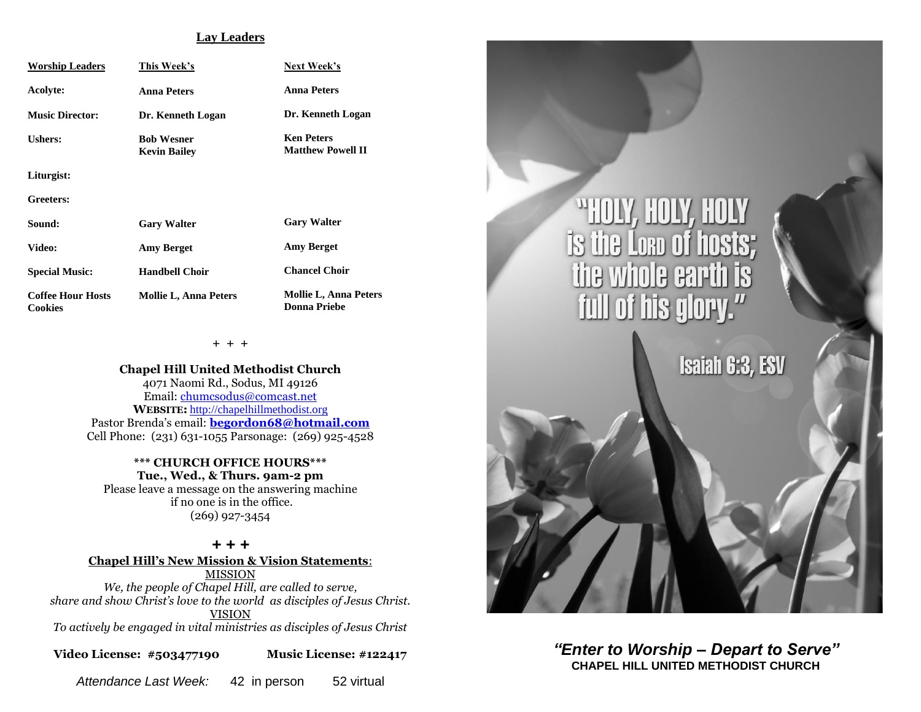## Lay Leaders

| Worship Leaders | This Week's | Next Week's |
|---|---|---|
| Acolyte: | Anna Peters | Anna Peters |
| Music Director: | Dr. Kenneth Logan | Dr. Kenneth Logan |
| Ushers: | Bob Wesner<br>Kevin Bailey | Ken Peters<br>Matthew Powell II |
| Liturgist: | | |
| Greeters: | | |
| Sound: | Gary Walter | Gary Walter |
| Video: | Amy Berget | Amy Berget |
| Special Music: | Handbell Choir | Chancel Choir |
| Coffee Hour Hosts Cookies | Mollie L, Anna Peters | Mollie L, Anna Peters<br>Donna Priebe |

\+ + +

**Chapel Hill United Methodist Church**
4071 Naomi Rd., Sodus, MI 49126
Email: chumcsodus@comcast.net
**WEBSITE:** http://chapelhillmethodist.org
Pastor Brenda's email: **begordon68@hotmail.com**
Cell Phone: (231) 631-1055 Parsonage: (269) 925-4528

**\*\*\* CHURCH OFFICE HOURS\*\*\***
**Tue., Wed., & Thurs. 9am-2 pm**
Please leave a message on the answering machine
if no one is in the office.
(269) 927-3454

**+ + +**

**Chapel Hill's New Mission & Vision Statements:**

MISSION

*We, the people of Chapel Hill, are called to serve, share and show Christ's love to the world as disciples of Jesus Christ.*

VISION

*To actively be engaged in vital ministries as disciples of Jesus Christ*

**Video License: #503477190** **Music License: #122417**

*Attendance Last Week:* 42 in person 52 virtual

"HOLY, HOLY, HOLY is the LORD of hosts; the whole earth is full of his glory."

Isaiah 6:3, ESV

***"Enter to Worship – Depart to Serve"***

**CHAPEL HILL UNITED METHODIST CHURCH**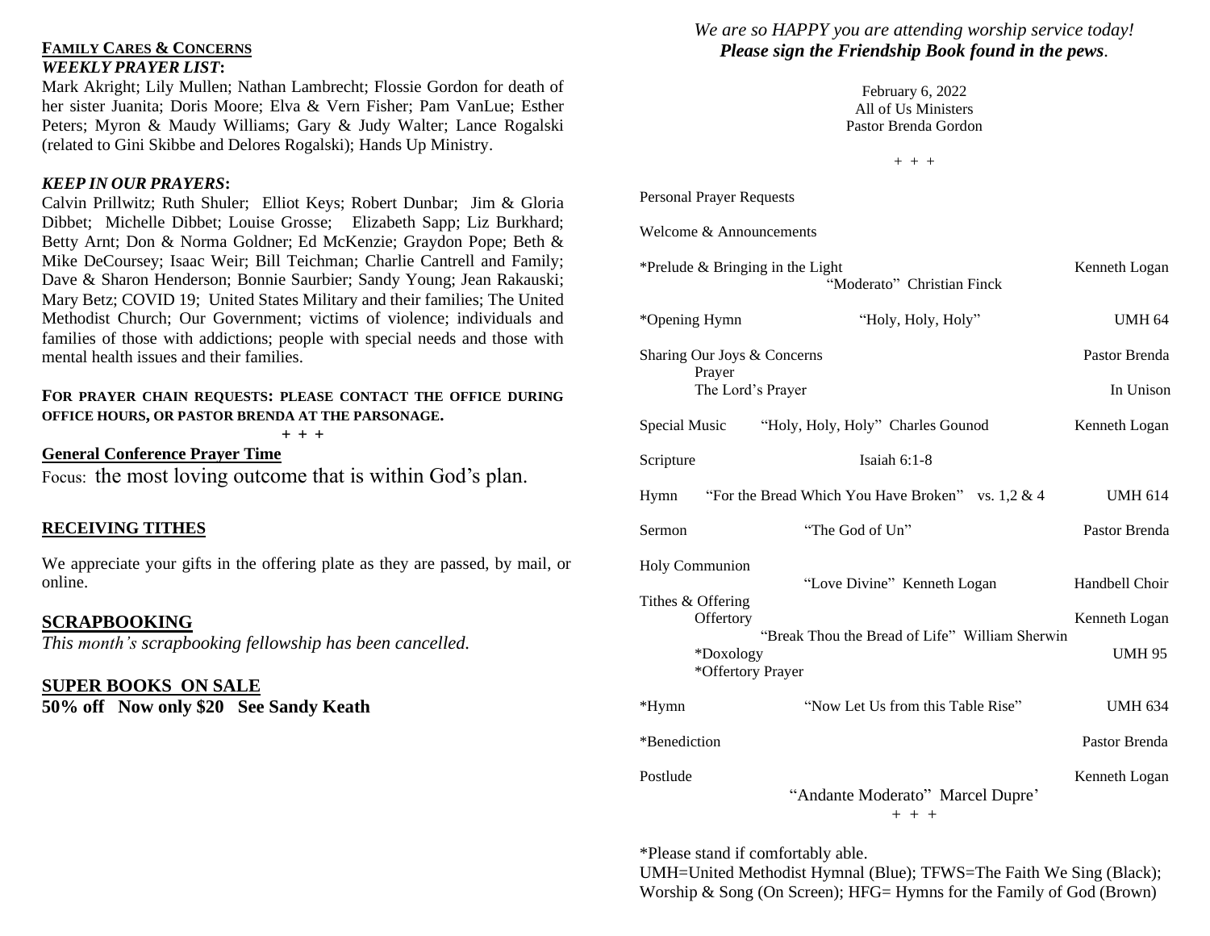## FAMILY CARES & CONCERNS

***WEEKLY PRAYER LIST*:**

Mark Akright; Lily Mullen; Nathan Lambrecht; Flossie Gordon for death of her sister Juanita; Doris Moore; Elva & Vern Fisher; Pam VanLue; Esther Peters; Myron & Maudy Williams; Gary & Judy Walter; Lance Rogalski (related to Gini Skibbe and Delores Rogalski); Hands Up Ministry.

***KEEP IN OUR PRAYERS*:**

Calvin Prillwitz; Ruth Shuler; Elliot Keys; Robert Dunbar; Jim & Gloria Dibbet; Michelle Dibbet; Louise Grosse; Elizabeth Sapp; Liz Burkhard; Betty Arnt; Don & Norma Goldner; Ed McKenzie; Graydon Pope; Beth & Mike DeCoursey; Isaac Weir; Bill Teichman; Charlie Cantrell and Family; Dave & Sharon Henderson; Bonnie Saurbier; Sandy Young; Jean Rakauski; Mary Betz; COVID 19; United States Military and their families; The United Methodist Church; Our Government; victims of violence; individuals and families of those with addictions; people with special needs and those with mental health issues and their families.

**FOR PRAYER CHAIN REQUESTS: PLEASE CONTACT THE OFFICE DURING OFFICE HOURS, OR PASTOR BRENDA AT THE PARSONAGE.**

**+ + +**

**General Conference Prayer Time**

Focus: the most loving outcome that is within God's plan.

## RECEIVING TITHES

We appreciate your gifts in the offering plate as they are passed, by mail, or online.

## SCRAPBOOKING

*This month's scrapbooking fellowship has been cancelled.*

## SUPER BOOKS ON SALE

**50% off Now only $20 See Sandy Keath**

*We are so HAPPY you are attending worship service today!*
***Please sign the Friendship Book found in the pews.***

February 6, 2022
All of Us Ministers
Pastor Brenda Gordon

+ + +

Personal Prayer Requests

Welcome & Announcements

*Prelude & Bringing in the Light — Kenneth Logan
"Moderato" Christian Finck

*Opening Hymn — "Holy, Holy, Holy" — UMH 64

Sharing Our Joys & Concerns — Pastor Brenda
Prayer
The Lord's Prayer — In Unison

Special Music — "Holy, Holy, Holy" Charles Gounod — Kenneth Logan

Scripture — Isaiah 6:1-8

Hymn — "For the Bread Which You Have Broken" vs. 1,2 & 4 — UMH 614

Sermon — "The God of Un" — Pastor Brenda

Holy Communion
"Love Divine" Kenneth Logan — Handbell Choir

Tithes & Offering
Offertory — Kenneth Logan
"Break Thou the Bread of Life" William Sherwin
*Doxology — UMH 95
*Offertory Prayer

*Hymn — "Now Let Us from this Table Rise" — UMH 634

*Benediction — Pastor Brenda

Postlude — Kenneth Logan
"Andante Moderato" Marcel Dupre'

+ + +

*Please stand if comfortably able.
UMH=United Methodist Hymnal (Blue); TFWS=The Faith We Sing (Black); Worship & Song (On Screen); HFG= Hymns for the Family of God (Brown)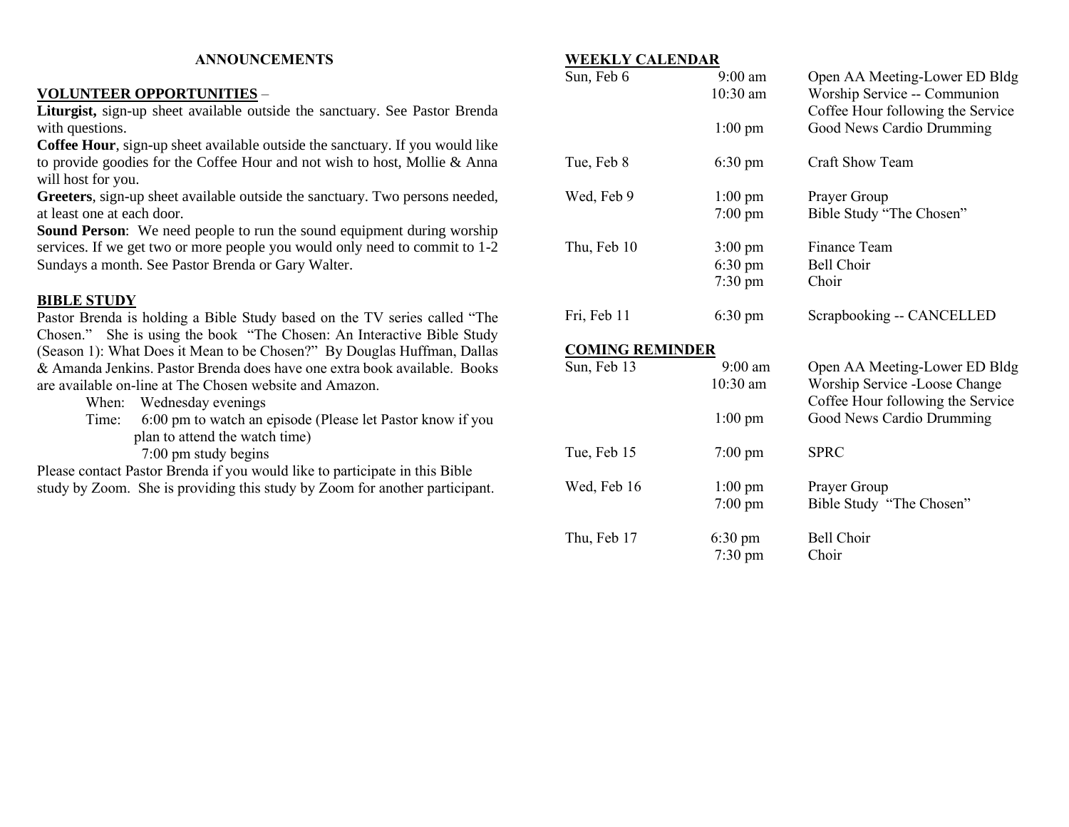## ANNOUNCEMENTS

**VOLUNTEER OPPORTUNITIES** –

**Liturgist,** sign-up sheet available outside the sanctuary. See Pastor Brenda with questions.

**Coffee Hour**, sign-up sheet available outside the sanctuary. If you would like to provide goodies for the Coffee Hour and not wish to host, Mollie & Anna will host for you.

**Greeters**, sign-up sheet available outside the sanctuary. Two persons needed, at least one at each door.

**Sound Person**: We need people to run the sound equipment during worship services. If we get two or more people you would only need to commit to 1-2 Sundays a month. See Pastor Brenda or Gary Walter.

**BIBLE STUDY**

Pastor Brenda is holding a Bible Study based on the TV series called "The Chosen." She is using the book "The Chosen: An Interactive Bible Study (Season 1): What Does it Mean to be Chosen?" By Douglas Huffman, Dallas & Amanda Jenkins. Pastor Brenda does have one extra book available. Books are available on-line at The Chosen website and Amazon.

When: Wednesday evenings
Time: 6:00 pm to watch an episode (Please let Pastor know if you plan to attend the watch time)
7:00 pm study begins

Please contact Pastor Brenda if you would like to participate in this Bible study by Zoom. She is providing this study by Zoom for another participant.

**WEEKLY CALENDAR**

| | | |
|---|---|---|
| Sun, Feb 6 | 9:00 am | Open AA Meeting-Lower ED Bldg |
| | 10:30 am | Worship Service -- Communion |
| | | Coffee Hour following the Service |
| | 1:00 pm | Good News Cardio Drumming |
| Tue, Feb 8 | 6:30 pm | Craft Show Team |
| Wed, Feb 9 | 1:00 pm | Prayer Group |
| | 7:00 pm | Bible Study "The Chosen" |
| Thu, Feb 10 | 3:00 pm | Finance Team |
| | 6:30 pm | Bell Choir |
| | 7:30 pm | Choir |
| Fri, Feb 11 | 6:30 pm | Scrapbooking -- CANCELLED |

**COMING REMINDER**

| | | |
|---|---|---|
| Sun, Feb 13 | 9:00 am | Open AA Meeting-Lower ED Bldg |
| | 10:30 am | Worship Service -Loose Change |
| | | Coffee Hour following the Service |
| | 1:00 pm | Good News Cardio Drumming |
| Tue, Feb 15 | 7:00 pm | SPRC |
| Wed, Feb 16 | 1:00 pm | Prayer Group |
| | 7:00 pm | Bible Study "The Chosen" |
| Thu, Feb 17 | 6:30 pm | Bell Choir |
| | 7:30 pm | Choir |